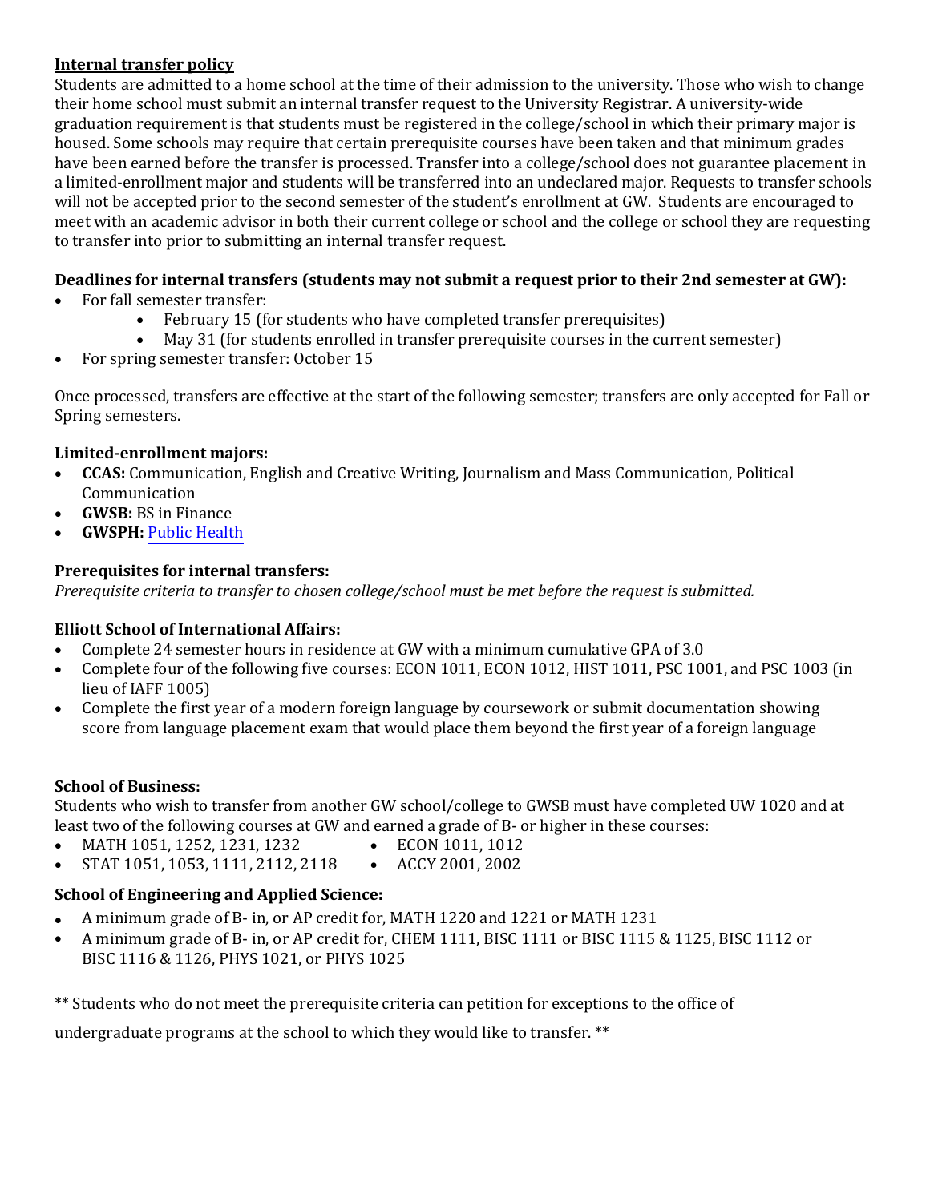## Internal transfer policy

Students are admitted to a home school at the time of their admission to the university. Those who wish to change their home school must submit an internal transfer request to the University Registrar. A university-wide graduation requirement is that students must be registered in the college/school in which their primary major is housed. Some schools may require that certain prerequisite courses have been taken and that minimum grades have been earned before the transfer is processed. Transfer into a college/school does not guarantee placement in a limited-enrollment major and students will be transferred into an undeclared major. Requests to transfer schools will not be accepted prior to the second semester of the student's enrollment at GW. Students are encouraged to meet with an academic advisor in both their current college or school and the college or school they are requesting to transfer into prior to submitting an internal transfer request.

### Deadlines for internal transfers (students may not submit a request prior to their 2nd semester at GW):

- For fall semester transfer:
  - February 15 (for students who have completed transfer prerequisites)
  - May 31 (for students enrolled in transfer prerequisite courses in the current semester)
- For spring semester transfer: October 15

Once processed, transfers are effective at the start of the following semester; transfers are only accepted for Fall or Spring semesters.

### Limited-enrollment majors:

- **CCAS:** Communication, English and Creative Writing, Journalism and Mass Communication, Political Communication
- **GWSB:** BS in Finance
- **GWSPH:** Public Health

### Prerequisites for internal transfers:

*Prerequisite criteria to transfer to chosen college/school must be met before the request is submitted.*

### Elliott School of International Affairs:

- Complete 24 semester hours in residence at GW with a minimum cumulative GPA of 3.0
- Complete four of the following five courses: ECON 1011, ECON 1012, HIST 1011, PSC 1001, and PSC 1003 (in lieu of IAFF 1005)
- Complete the first year of a modern foreign language by coursework or submit documentation showing score from language placement exam that would place them beyond the first year of a foreign language

### School of Business:

Students who wish to transfer from another GW school/college to GWSB must have completed UW 1020 and at least two of the following courses at GW and earned a grade of B- or higher in these courses:

- MATH 1051, 1252, 1231, 1232
- STAT 1051, 1053, 1111, 2112, 2118
- ECON 1011, 1012
- ACCY 2001, 2002

### School of Engineering and Applied Science:

- A minimum grade of B- in, or AP credit for, MATH 1220 and 1221 or MATH 1231
- A minimum grade of B- in, or AP credit for, CHEM 1111, BISC 1111 or BISC 1115 & 1125, BISC 1112 or BISC 1116 & 1126, PHYS 1021, or PHYS 1025

** Students who do not meet the prerequisite criteria can petition for exceptions to the office of undergraduate programs at the school to which they would like to transfer. **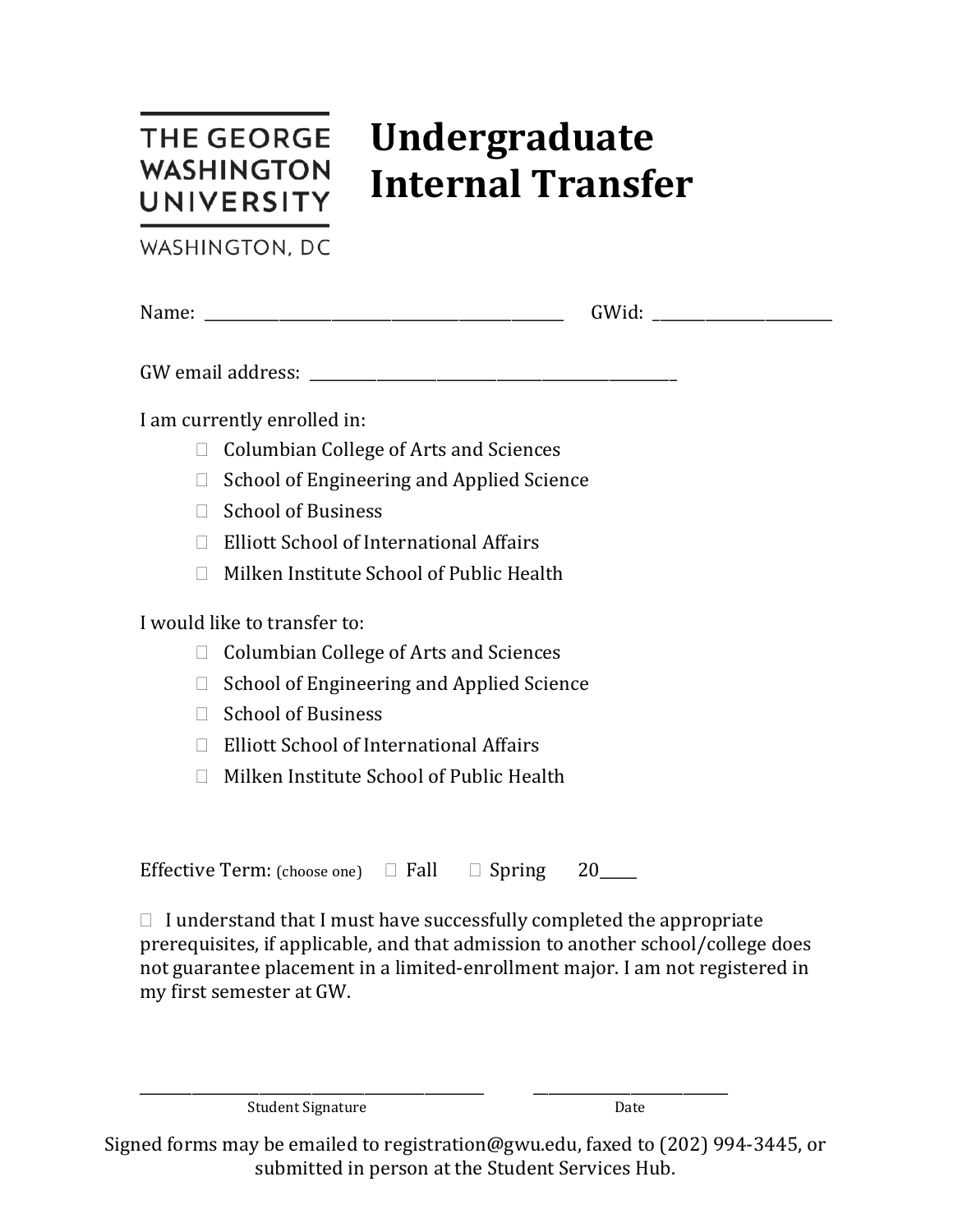THE GEORGE WASHINGTON UNIVERSITY

WASHINGTON, DC

# Undergraduate Internal Transfer

Name: ______________________________________________ GWid: _______________________

GW email address: ________________________________________________

I am currently enrolled in:

- ☐ Columbian College of Arts and Sciences
- ☐ School of Engineering and Applied Science
- ☐ School of Business
- ☐ Elliott School of International Affairs
- ☐ Milken Institute School of Public Health

I would like to transfer to:

- ☐ Columbian College of Arts and Sciences
- ☐ School of Engineering and Applied Science
- ☐ School of Business
- ☐ Elliott School of International Affairs
- ☐ Milken Institute School of Public Health

Effective Term: (choose one) ☐ Fall ☐ Spring 20____

☐ I understand that I must have successfully completed the appropriate prerequisites, if applicable, and that admission to another school/college does not guarantee placement in a limited-enrollment major. I am not registered in my first semester at GW.

_____________________________________________ ___________________________

Student Signature Date

Signed forms may be emailed to registration@gwu.edu, faxed to (202) 994-3445, or submitted in person at the Student Services Hub.